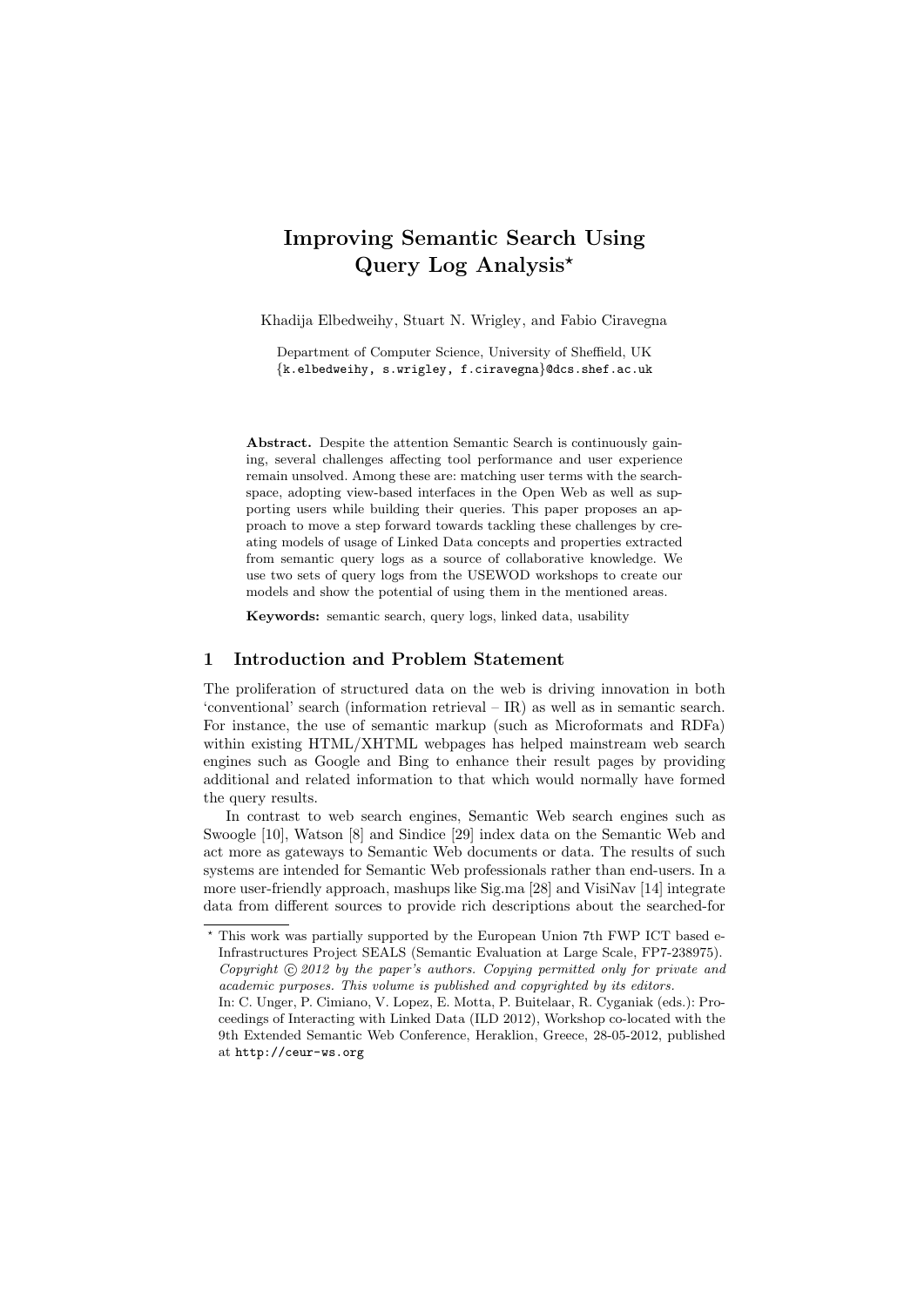# Improving Semantic Search Using Query Log Analysis*

Khadija Elbedweihy, Stuart N. Wrigley, and Fabio Ciravegna

Department of Computer Science, University of Sheffield, UK
{k.elbedweihy, s.wrigley, f.ciravegna}@dcs.shef.ac.uk

**Abstract.** Despite the attention Semantic Search is continuously gaining, several challenges affecting tool performance and user experience remain unsolved. Among these are: matching user terms with the search-space, adopting view-based interfaces in the Open Web as well as supporting users while building their queries. This paper proposes an approach to move a step forward towards tackling these challenges by creating models of usage of Linked Data concepts and properties extracted from semantic query logs as a source of collaborative knowledge. We use two sets of query logs from the USEWOD workshops to create our models and show the potential of using them in the mentioned areas.

**Keywords:** semantic search, query logs, linked data, usability

## 1 Introduction and Problem Statement

The proliferation of structured data on the web is driving innovation in both 'conventional' search (information retrieval – IR) as well as in semantic search. For instance, the use of semantic markup (such as Microformats and RDFa) within existing HTML/XHTML webpages has helped mainstream web search engines such as Google and Bing to enhance their result pages by providing additional and related information to that which would normally have formed the query results.

In contrast to web search engines, Semantic Web search engines such as Swoogle [10], Watson [8] and Sindice [29] index data on the Semantic Web and act more as gateways to Semantic Web documents or data. The results of such systems are intended for Semantic Web professionals rather than end-users. In a more user-friendly approach, mashups like Sig.ma [28] and VisiNav [14] integrate data from different sources to provide rich descriptions about the searched-for

---

* This work was partially supported by the European Union 7th FWP ICT based e-Infrastructures Project SEALS (Semantic Evaluation at Large Scale, FP7-238975).
*Copyright © 2012 by the paper's authors. Copying permitted only for private and academic purposes. This volume is published and copyrighted by its editors.*
In: C. Unger, P. Cimiano, V. Lopez, E. Motta, P. Buitelaar, R. Cyganiak (eds.): Proceedings of Interacting with Linked Data (ILD 2012), Workshop co-located with the 9th Extended Semantic Web Conference, Heraklion, Greece, 28-05-2012, published at http://ceur-ws.org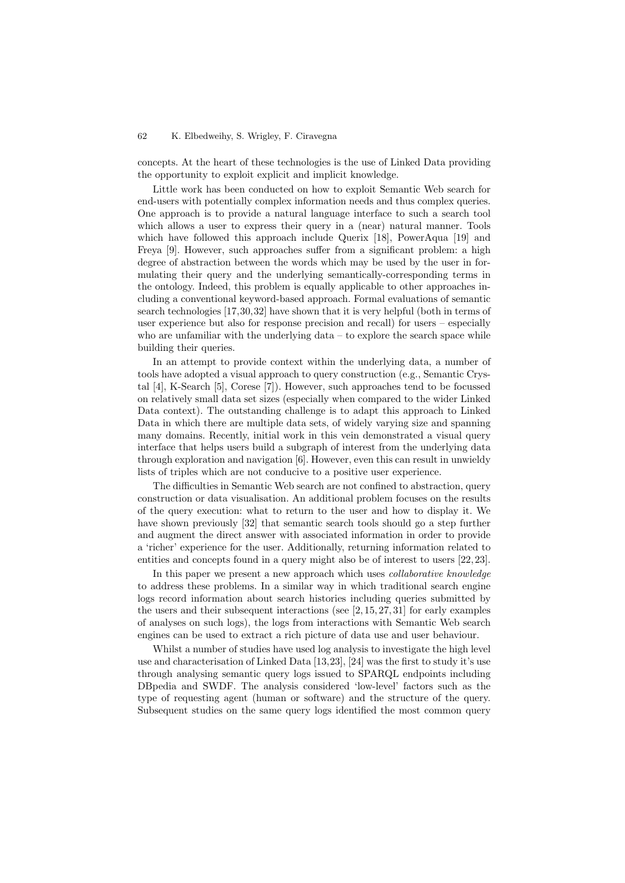concepts. At the heart of these technologies is the use of Linked Data providing the opportunity to exploit explicit and implicit knowledge.

Little work has been conducted on how to exploit Semantic Web search for end-users with potentially complex information needs and thus complex queries. One approach is to provide a natural language interface to such a search tool which allows a user to express their query in a (near) natural manner. Tools which have followed this approach include Querix [18], PowerAqua [19] and Freya [9]. However, such approaches suffer from a significant problem: a high degree of abstraction between the words which may be used by the user in formulating their query and the underlying semantically-corresponding terms in the ontology. Indeed, this problem is equally applicable to other approaches including a conventional keyword-based approach. Formal evaluations of semantic search technologies [17,30,32] have shown that it is very helpful (both in terms of user experience but also for response precision and recall) for users – especially who are unfamiliar with the underlying data – to explore the search space while building their queries.

In an attempt to provide context within the underlying data, a number of tools have adopted a visual approach to query construction (e.g., Semantic Crystal [4], K-Search [5], Corese [7]). However, such approaches tend to be focussed on relatively small data set sizes (especially when compared to the wider Linked Data context). The outstanding challenge is to adapt this approach to Linked Data in which there are multiple data sets, of widely varying size and spanning many domains. Recently, initial work in this vein demonstrated a visual query interface that helps users build a subgraph of interest from the underlying data through exploration and navigation [6]. However, even this can result in unwieldy lists of triples which are not conducive to a positive user experience.

The difficulties in Semantic Web search are not confined to abstraction, query construction or data visualisation. An additional problem focuses on the results of the query execution: what to return to the user and how to display it. We have shown previously [32] that semantic search tools should go a step further and augment the direct answer with associated information in order to provide a 'richer' experience for the user. Additionally, returning information related to entities and concepts found in a query might also be of interest to users [22,23].

In this paper we present a new approach which uses *collaborative knowledge* to address these problems. In a similar way in which traditional search engine logs record information about search histories including queries submitted by the users and their subsequent interactions (see [2,15,27,31] for early examples of analyses on such logs), the logs from interactions with Semantic Web search engines can be used to extract a rich picture of data use and user behaviour.

Whilst a number of studies have used log analysis to investigate the high level use and characterisation of Linked Data [13,23], [24] was the first to study it's use through analysing semantic query logs issued to SPARQL endpoints including DBpedia and SWDF. The analysis considered 'low-level' factors such as the type of requesting agent (human or software) and the structure of the query. Subsequent studies on the same query logs identified the most common query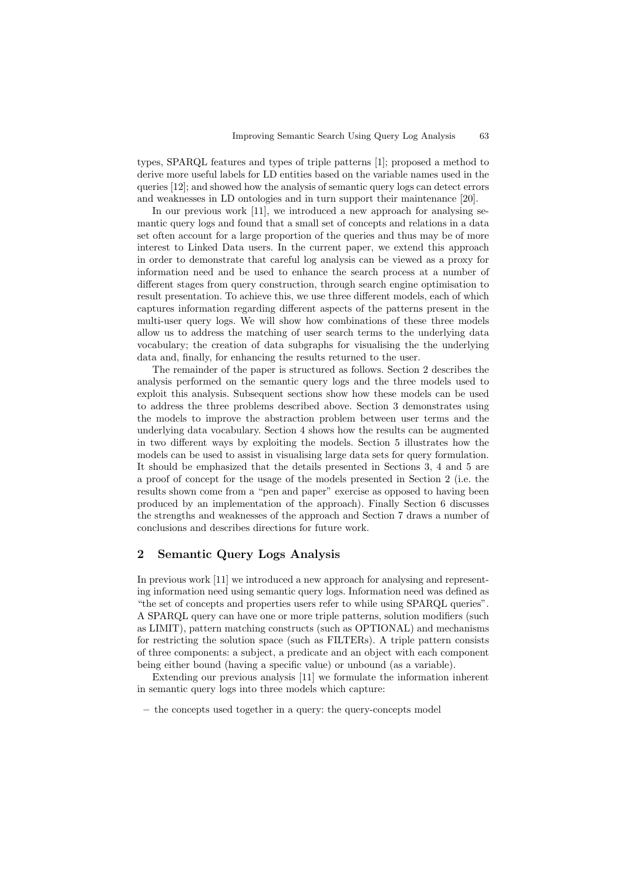types, SPARQL features and types of triple patterns [1]; proposed a method to derive more useful labels for LD entities based on the variable names used in the queries [12]; and showed how the analysis of semantic query logs can detect errors and weaknesses in LD ontologies and in turn support their maintenance [20].

In our previous work [11], we introduced a new approach for analysing semantic query logs and found that a small set of concepts and relations in a data set often account for a large proportion of the queries and thus may be of more interest to Linked Data users. In the current paper, we extend this approach in order to demonstrate that careful log analysis can be viewed as a proxy for information need and be used to enhance the search process at a number of different stages from query construction, through search engine optimisation to result presentation. To achieve this, we use three different models, each of which captures information regarding different aspects of the patterns present in the multi-user query logs. We will show how combinations of these three models allow us to address the matching of user search terms to the underlying data vocabulary; the creation of data subgraphs for visualising the the underlying data and, finally, for enhancing the results returned to the user.

The remainder of the paper is structured as follows. Section 2 describes the analysis performed on the semantic query logs and the three models used to exploit this analysis. Subsequent sections show how these models can be used to address the three problems described above. Section 3 demonstrates using the models to improve the abstraction problem between user terms and the underlying data vocabulary. Section 4 shows how the results can be augmented in two different ways by exploiting the models. Section 5 illustrates how the models can be used to assist in visualising large data sets for query formulation. It should be emphasized that the details presented in Sections 3, 4 and 5 are a proof of concept for the usage of the models presented in Section 2 (i.e. the results shown come from a "pen and paper" exercise as opposed to having been produced by an implementation of the approach). Finally Section 6 discusses the strengths and weaknesses of the approach and Section 7 draws a number of conclusions and describes directions for future work.

## 2 Semantic Query Logs Analysis

In previous work [11] we introduced a new approach for analysing and representing information need using semantic query logs. Information need was defined as "the set of concepts and properties users refer to while using SPARQL queries". A SPARQL query can have one or more triple patterns, solution modifiers (such as LIMIT), pattern matching constructs (such as OPTIONAL) and mechanisms for restricting the solution space (such as FILTERs). A triple pattern consists of three components: a subject, a predicate and an object with each component being either bound (having a specific value) or unbound (as a variable).

Extending our previous analysis [11] we formulate the information inherent in semantic query logs into three models which capture:

- the concepts used together in a query: the query-concepts model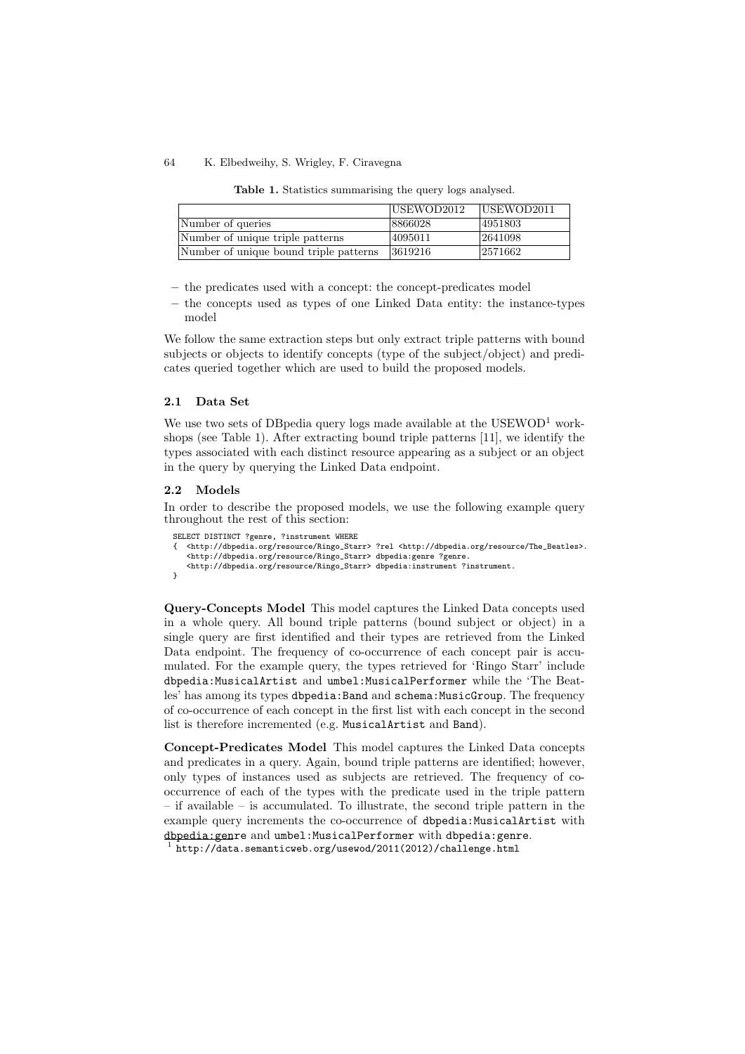**Table 1.** Statistics summarising the query logs analysed.

|  | USEWOD2012 | USEWOD2011 |
|---|---|---|
| Number of queries | 8866028 | 4951803 |
| Number of unique triple patterns | 4095011 | 2641098 |
| Number of unique bound triple patterns | 3619216 | 2571662 |

– the predicates used with a concept: the concept-predicates model
– the concepts used as types of one Linked Data entity: the instance-types model

We follow the same extraction steps but only extract triple patterns with bound subjects or objects to identify concepts (type of the subject/object) and predicates queried together which are used to build the proposed models.

### 2.1 Data Set

We use two sets of DBpedia query logs made available at the USEWOD[1] workshops (see Table 1). After extracting bound triple patterns [11], we identify the types associated with each distinct resource appearing as a subject or an object in the query by querying the Linked Data endpoint.

### 2.2 Models

In order to describe the proposed models, we use the following example query throughout the rest of this section:

```
SELECT DISTINCT ?genre, ?instrument WHERE
{  <http://dbpedia.org/resource/Ringo_Starr> ?rel <http://dbpedia.org/resource/The_Beatles>.
   <http://dbpedia.org/resource/Ringo_Starr> dbpedia:genre ?genre.
   <http://dbpedia.org/resource/Ringo_Starr> dbpedia:instrument ?instrument.
}
```

**Query-Concepts Model** This model captures the Linked Data concepts used in a whole query. All bound triple patterns (bound subject or object) in a single query are first identified and their types are retrieved from the Linked Data endpoint. The frequency of co-occurrence of each concept pair is accumulated. For the example query, the types retrieved for 'Ringo Starr' include `dbpedia:MusicalArtist` and `umbel:MusicalPerformer` while the 'The Beatles' has among its types `dbpedia:Band` and `schema:MusicGroup`. The frequency of co-occurrence of each concept in the first list with each concept in the second list is therefore incremented (e.g. `MusicalArtist` and `Band`).

**Concept-Predicates Model** This model captures the Linked Data concepts and predicates in a query. Again, bound triple patterns are identified; however, only types of instances used as subjects are retrieved. The frequency of co-occurrence of each of the types with the predicate used in the triple pattern – if available – is accumulated. To illustrate, the second triple pattern in the example query increments the co-occurrence of `dbpedia:MusicalArtist` with `dbpedia:genre` and `umbel:MusicalPerformer` with `dbpedia:genre`.

[1] http://data.semanticweb.org/usewod/2011(2012)/challenge.html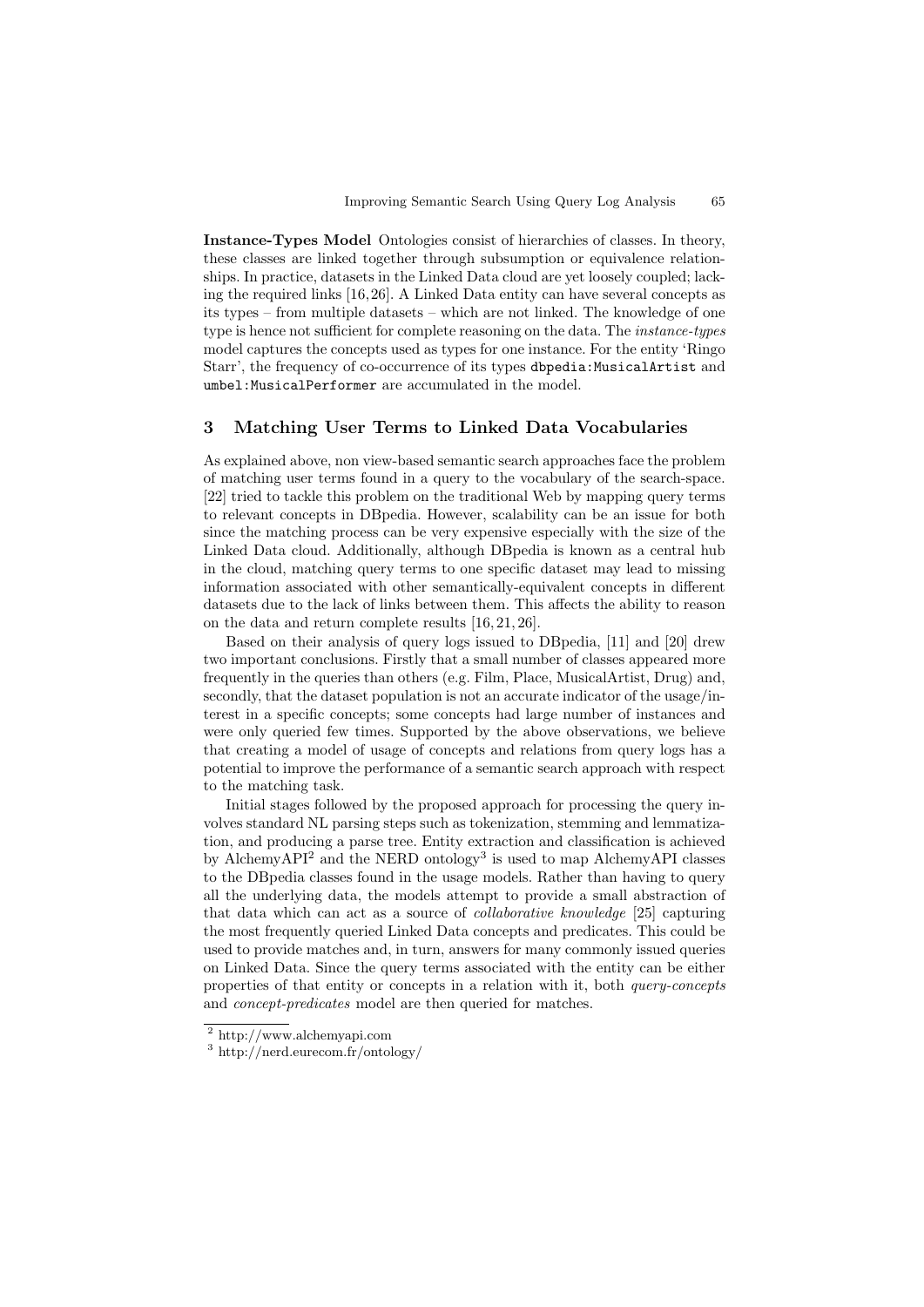**Instance-Types Model** Ontologies consist of hierarchies of classes. In theory, these classes are linked together through subsumption or equivalence relationships. In practice, datasets in the Linked Data cloud are yet loosely coupled; lacking the required links [16,26]. A Linked Data entity can have several concepts as its types – from multiple datasets – which are not linked. The knowledge of one type is hence not sufficient for complete reasoning on the data. The *instance-types* model captures the concepts used as types for one instance. For the entity 'Ringo Starr', the frequency of co-occurrence of its types `dbpedia:MusicalArtist` and `umbel:MusicalPerformer` are accumulated in the model.

## 3 Matching User Terms to Linked Data Vocabularies

As explained above, non view-based semantic search approaches face the problem of matching user terms found in a query to the vocabulary of the search-space. [22] tried to tackle this problem on the traditional Web by mapping query terms to relevant concepts in DBpedia. However, scalability can be an issue for both since the matching process can be very expensive especially with the size of the Linked Data cloud. Additionally, although DBpedia is known as a central hub in the cloud, matching query terms to one specific dataset may lead to missing information associated with other semantically-equivalent concepts in different datasets due to the lack of links between them. This affects the ability to reason on the data and return complete results [16, 21, 26].

Based on their analysis of query logs issued to DBpedia, [11] and [20] drew two important conclusions. Firstly that a small number of classes appeared more frequently in the queries than others (e.g. Film, Place, MusicalArtist, Drug) and, secondly, that the dataset population is not an accurate indicator of the usage/interest in a specific concepts; some concepts had large number of instances and were only queried few times. Supported by the above observations, we believe that creating a model of usage of concepts and relations from query logs has a potential to improve the performance of a semantic search approach with respect to the matching task.

Initial stages followed by the proposed approach for processing the query involves standard NL parsing steps such as tokenization, stemming and lemmatization, and producing a parse tree. Entity extraction and classification is achieved by AlchemyAPI[2] and the NERD ontology[3] is used to map AlchemyAPI classes to the DBpedia classes found in the usage models. Rather than having to query all the underlying data, the models attempt to provide a small abstraction of that data which can act as a source of *collaborative knowledge* [25] capturing the most frequently queried Linked Data concepts and predicates. This could be used to provide matches and, in turn, answers for many commonly issued queries on Linked Data. Since the query terms associated with the entity can be either properties of that entity or concepts in a relation with it, both *query-concepts* and *concept-predicates* model are then queried for matches.

[2] http://www.alchemyapi.com

[3] http://nerd.eurecom.fr/ontology/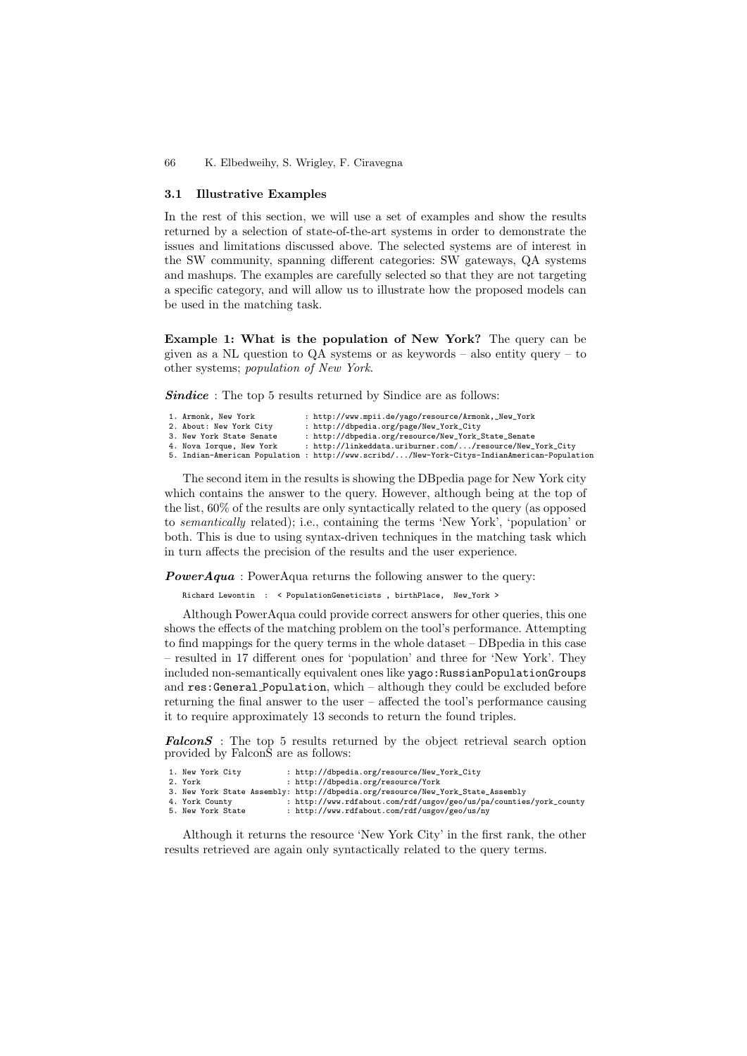### 3.1 Illustrative Examples

In the rest of this section, we will use a set of examples and show the results returned by a selection of state-of-the-art systems in order to demonstrate the issues and limitations discussed above. The selected systems are of interest in the SW community, spanning different categories: SW gateways, QA systems and mashups. The examples are carefully selected so that they are not targeting a specific category, and will allow us to illustrate how the proposed models can be used in the matching task.

**Example 1: What is the population of New York?** The query can be given as a NL question to QA systems or as keywords – also entity query – to other systems; *population of New York*.

***Sindice*** : The top 5 results returned by Sindice are as follows:

```
1. Armonk, New York            : http://www.mpii.de/yago/resource/Armonk,_New_York
2. About: New York City        : http://dbpedia.org/page/New_York_City
3. New York State Senate       : http://dbpedia.org/resource/New_York_State_Senate
4. Nova Iorque, New York       : http://linkeddata.uriburner.com/.../resource/New_York_City
5. Indian-American Population : http://www.scribd/.../New-York-Citys-IndianAmerican-Population
```

The second item in the results is showing the DBpedia page for New York city which contains the answer to the query. However, although being at the top of the list, 60% of the results are only syntactically related to the query (as opposed to *semantically* related); i.e., containing the terms 'New York', 'population' or both. This is due to using syntax-driven techniques in the matching task which in turn affects the precision of the results and the user experience.

***PowerAqua*** : PowerAqua returns the following answer to the query:

```
Richard Lewontin  :  < PopulationGeneticists , birthPlace,  New_York >
```

Although PowerAqua could provide correct answers for other queries, this one shows the effects of the matching problem on the tool's performance. Attempting to find mappings for the query terms in the whole dataset – DBpedia in this case – resulted in 17 different ones for 'population' and three for 'New York'. They included non-semantically equivalent ones like `yago:RussianPopulationGroups` and `res:General_Population`, which – although they could be excluded before returning the final answer to the user – affected the tool's performance causing it to require approximately 13 seconds to return the found triples.

***FalconS*** : The top 5 results returned by the object retrieval search option provided by FalconS are as follows:

```
1. New York City           : http://dbpedia.org/resource/New_York_City
2. York                    : http://dbpedia.org/resource/York
3. New York State Assembly: http://dbpedia.org/resource/New_York_State_Assembly
4. York County             : http://www.rdfabout.com/rdf/usgov/geo/us/pa/counties/york_county
5. New York State          : http://www.rdfabout.com/rdf/usgov/geo/us/ny
```

Although it returns the resource 'New York City' in the first rank, the other results retrieved are again only syntactically related to the query terms.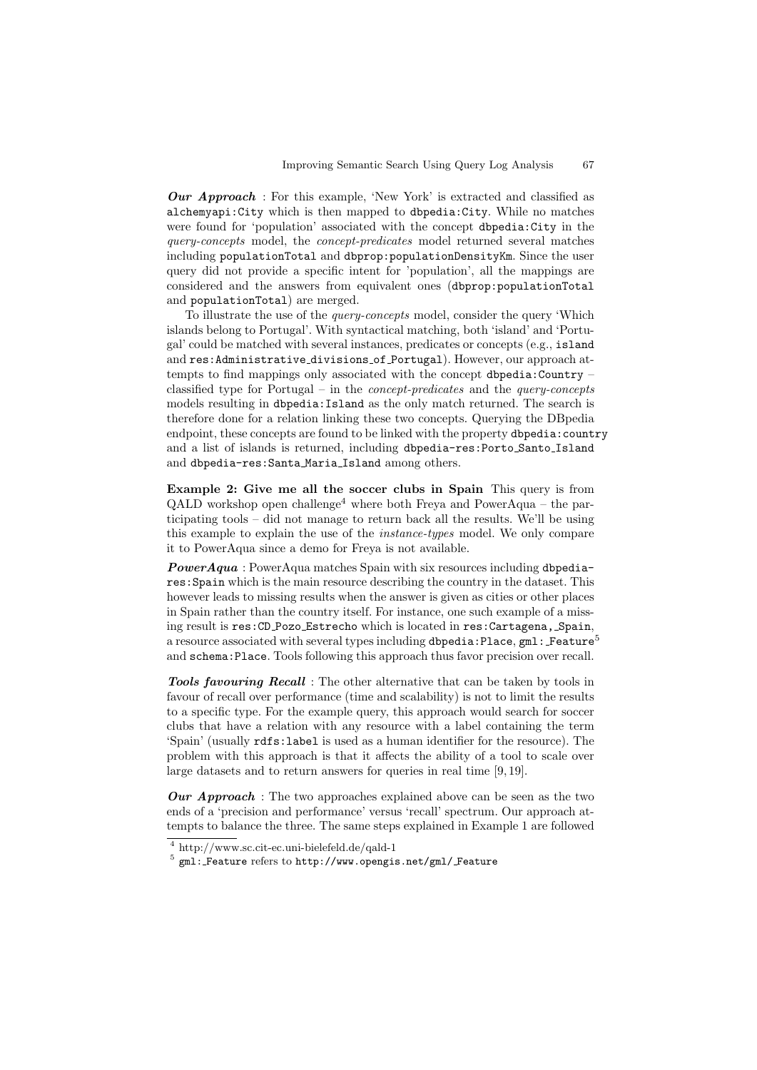***Our Approach*** : For this example, 'New York' is extracted and classified as `alchemyapi:City` which is then mapped to `dbpedia:City`. While no matches were found for 'population' associated with the concept `dbpedia:City` in the *query-concepts* model, the *concept-predicates* model returned several matches including `populationTotal` and `dbprop:populationDensityKm`. Since the user query did not provide a specific intent for 'population', all the mappings are considered and the answers from equivalent ones (`dbprop:populationTotal` and `populationTotal`) are merged.

To illustrate the use of the *query-concepts* model, consider the query 'Which islands belong to Portugal'. With syntactical matching, both 'island' and 'Portugal' could be matched with several instances, predicates or concepts (e.g., `island` and `res:Administrative_divisions_of_Portugal`). However, our approach attempts to find mappings only associated with the concept `dbpedia:Country` – classified type for Portugal – in the *concept-predicates* and the *query-concepts* models resulting in `dbpedia:Island` as the only match returned. The search is therefore done for a relation linking these two concepts. Querying the DBpedia endpoint, these concepts are found to be linked with the property `dbpedia:country` and a list of islands is returned, including `dbpedia-res:Porto_Santo_Island` and `dbpedia-res:Santa_Maria_Island` among others.

**Example 2: Give me all the soccer clubs in Spain** This query is from QALD workshop open challenge[4] where both Freya and PowerAqua – the participating tools – did not manage to return back all the results. We'll be using this example to explain the use of the *instance-types* model. We only compare it to PowerAqua since a demo for Freya is not available.

***PowerAqua*** : PowerAqua matches Spain with six resources including `dbpedia-res:Spain` which is the main resource describing the country in the dataset. This however leads to missing results when the answer is given as cities or other places in Spain rather than the country itself. For instance, one such example of a missing result is `res:CD_Pozo_Estrecho` which is located in `res:Cartagena,_Spain`, a resource associated with several types including `dbpedia:Place`, `gml:_Feature`[5] and `schema:Place`. Tools following this approach thus favor precision over recall.

***Tools favouring Recall*** : The other alternative that can be taken by tools in favour of recall over performance (time and scalability) is not to limit the results to a specific type. For the example query, this approach would search for soccer clubs that have a relation with any resource with a label containing the term 'Spain' (usually `rdfs:label` is used as a human identifier for the resource). The problem with this approach is that it affects the ability of a tool to scale over large datasets and to return answers for queries in real time [9, 19].

***Our Approach*** : The two approaches explained above can be seen as the two ends of a 'precision and performance' versus 'recall' spectrum. Our approach attempts to balance the three. The same steps explained in Example 1 are followed

[4] http://www.sc.cit-ec.uni-bielefeld.de/qald-1

[5] `gml:_Feature` refers to `http://www.opengis.net/gml/_Feature`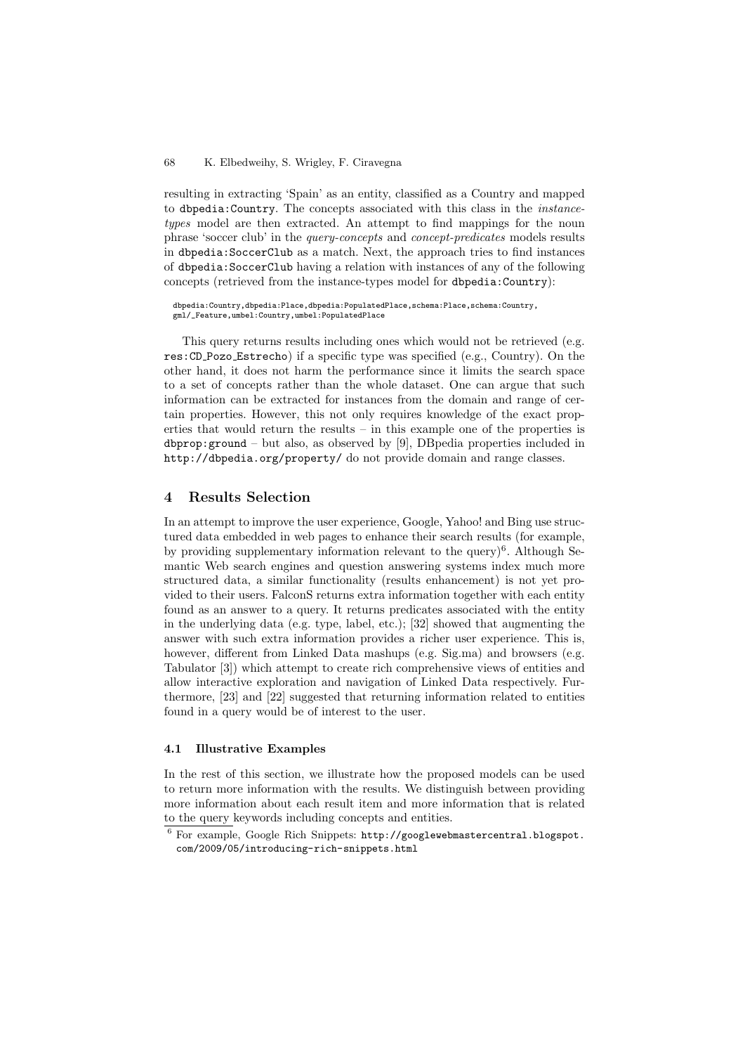resulting in extracting 'Spain' as an entity, classified as a Country and mapped to `dbpedia:Country`. The concepts associated with this class in the *instance-types* model are then extracted. An attempt to find mappings for the noun phrase 'soccer club' in the *query-concepts* and *concept-predicates* models results in `dbpedia:SoccerClub` as a match. Next, the approach tries to find instances of `dbpedia:SoccerClub` having a relation with instances of any of the following concepts (retrieved from the instance-types model for `dbpedia:Country`):

```
dbpedia:Country,dbpedia:Place,dbpedia:PopulatedPlace,schema:Place,schema:Country,
gml/_Feature,umbel:Country,umbel:PopulatedPlace
```

This query returns results including ones which would not be retrieved (e.g. `res:CD_Pozo_Estrecho`) if a specific type was specified (e.g., Country). On the other hand, it does not harm the performance since it limits the search space to a set of concepts rather than the whole dataset. One can argue that such information can be extracted for instances from the domain and range of certain properties. However, this not only requires knowledge of the exact properties that would return the results – in this example one of the properties is `dbprop:ground` – but also, as observed by [9], DBpedia properties included in `http://dbpedia.org/property/` do not provide domain and range classes.

## 4 Results Selection

In an attempt to improve the user experience, Google, Yahoo! and Bing use structured data embedded in web pages to enhance their search results (for example, by providing supplementary information relevant to the query)[6]. Although Semantic Web search engines and question answering systems index much more structured data, a similar functionality (results enhancement) is not yet provided to their users. FalconS returns extra information together with each entity found as an answer to a query. It returns predicates associated with the entity in the underlying data (e.g. type, label, etc.); [32] showed that augmenting the answer with such extra information provides a richer user experience. This is, however, different from Linked Data mashups (e.g. Sig.ma) and browsers (e.g. Tabulator [3]) which attempt to create rich comprehensive views of entities and allow interactive exploration and navigation of Linked Data respectively. Furthermore, [23] and [22] suggested that returning information related to entities found in a query would be of interest to the user.

### 4.1 Illustrative Examples

In the rest of this section, we illustrate how the proposed models can be used to return more information with the results. We distinguish between providing more information about each result item and more information that is related to the query keywords including concepts and entities.

[6] For example, Google Rich Snippets: `http://googlewebmastercentral.blogspot.com/2009/05/introducing-rich-snippets.html`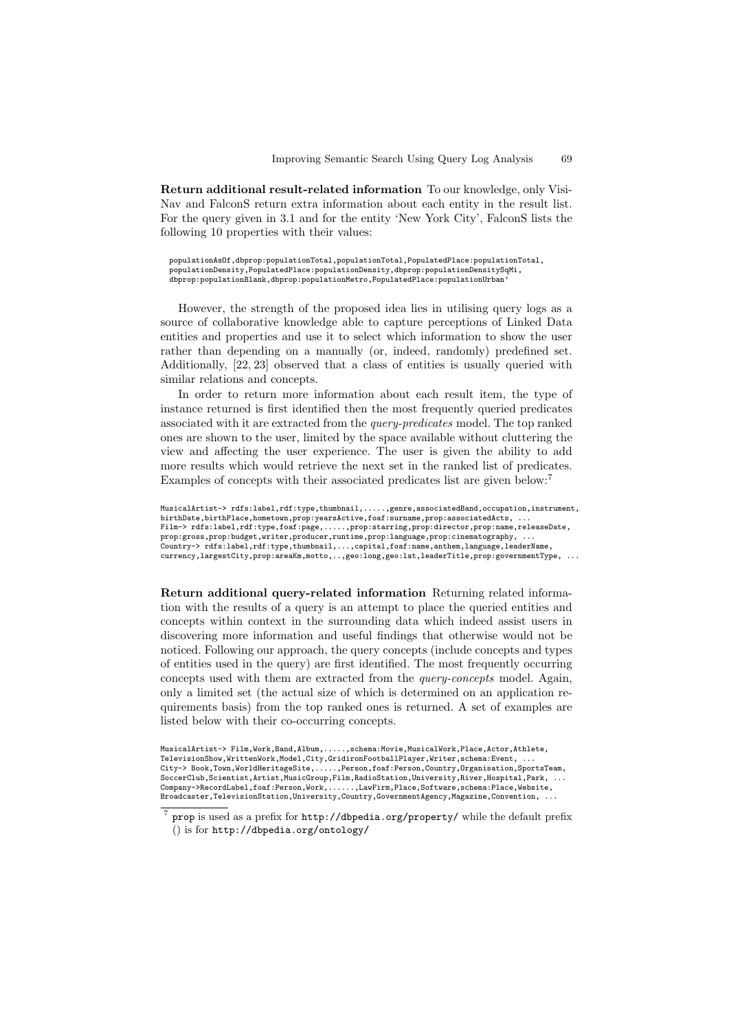**Return additional result-related information** To our knowledge, only VisiNav and FalconS return extra information about each entity in the result list. For the query given in 3.1 and for the entity 'New York City', FalconS lists the following 10 properties with their values:

```
populationAsOf,dbprop:populationTotal,populationTotal,PopulatedPlace:populationTotal,
populationDensity,PopulatedPlace:populationDensity,dbprop:populationDensitySqMi,
dbprop:populationBlank,dbprop:populationMetro,PopulatedPlace:populationUrban'
```

However, the strength of the proposed idea lies in utilising query logs as a source of collaborative knowledge able to capture perceptions of Linked Data entities and properties and use it to select which information to show the user rather than depending on a manually (or, indeed, randomly) predefined set. Additionally, [22, 23] observed that a class of entities is usually queried with similar relations and concepts.

In order to return more information about each result item, the type of instance returned is first identified then the most frequently queried predicates associated with it are extracted from the *query-predicates* model. The top ranked ones are shown to the user, limited by the space available without cluttering the view and affecting the user experience. The user is given the ability to add more results which would retrieve the next set in the ranked list of predicates. Examples of concepts with their associated predicates list are given below:[7]

```
MusicalArtist-> rdfs:label,rdf:type,thumbnail,.....,genre,associatedBand,occupation,instrument,
birthDate,birthPlace,hometown,prop:yearsActive,foaf:surname,prop:associatedActs, ...
Film-> rdfs:label,rdf:type,foaf:page,.....,prop:starring,prop:director,prop:name,releaseDate,
prop:gross,prop:budget,writer,producer,runtime,prop:language,prop:cinematography, ...
Country-> rdfs:label,rdf:type,thumbnail,...,capital,foaf:name,anthem,language,leaderName,
currency,largestCity,prop:areaKm,motto,..,geo:long,geo:lat,leaderTitle,prop:governmentType, ...
```

**Return additional query-related information** Returning related information with the results of a query is an attempt to place the queried entities and concepts within context in the surrounding data which indeed assist users in discovering more information and useful findings that otherwise would not be noticed. Following our approach, the query concepts (include concepts and types of entities used in the query) are first identified. The most frequently occurring concepts used with them are extracted from the *query-concepts* model. Again, only a limited set (the actual size of which is determined on an application requirements basis) from the top ranked ones is returned. A set of examples are listed below with their co-occurring concepts.

```
MusicalArtist-> Film,Work,Band,Album,.....,schema:Movie,MusicalWork,Place,Actor,Athlete,
TelevisionShow,WrittenWork,Model,City,GridironFootballPlayer,Writer,schema:Event, ...
City-> Book,Town,WorldHeritageSite,.....,Person,foaf:Person,Country,Organisation,SportsTeam,
SoccerClub,Scientist,Artist,MusicGroup,Film,RadioStation,University,River,Hospital,Park, ...
Company->RecordLabel,foaf:Person,Work,......,LawFirm,Place,Software,schema:Place,Website,
Broadcaster,TelevisionStation,University,Country,GovernmentAgency,Magazine,Convention, ...
```

[7] `prop` is used as a prefix for `http://dbpedia.org/property/` while the default prefix () is for `http://dbpedia.org/ontology/`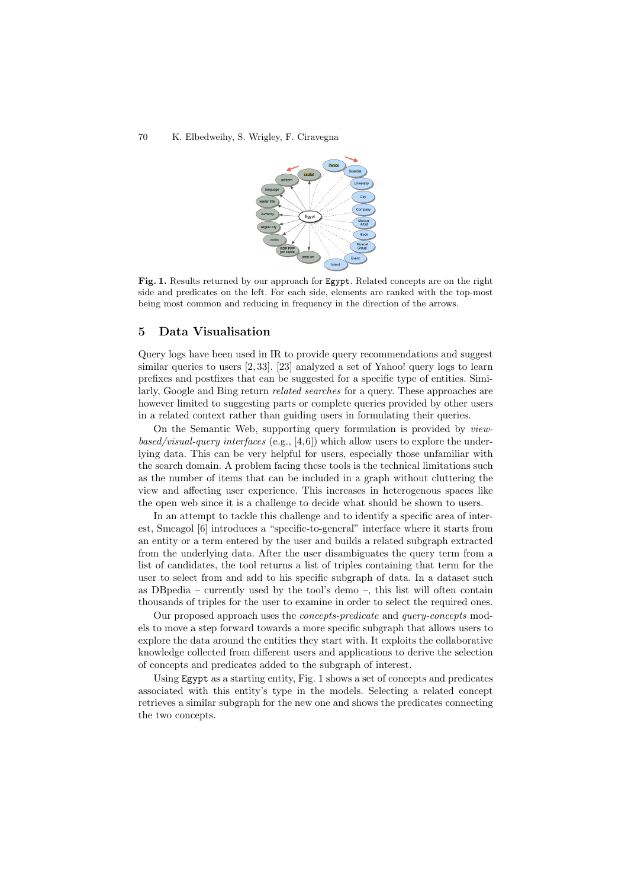**Fig. 1.** Results returned by our approach for `Egypt`. Related concepts are on the right side and predicates on the left. For each side, elements are ranked with the top-most being most common and reducing in frequency in the direction of the arrows.

## 5 Data Visualisation

Query logs have been used in IR to provide query recommendations and suggest similar queries to users [2, 33]. [23] analyzed a set of Yahoo! query logs to learn prefixes and postfixes that can be suggested for a specific type of entities. Similarly, Google and Bing return *related searches* for a query. These approaches are however limited to suggesting parts or complete queries provided by other users in a related context rather than guiding users in formulating their queries.

On the Semantic Web, supporting query formulation is provided by *view-based/visual-query interfaces* (e.g., [4,6]) which allow users to explore the underlying data. This can be very helpful for users, especially those unfamiliar with the search domain. A problem facing these tools is the technical limitations such as the number of items that can be included in a graph without cluttering the view and affecting user experience. This increases in heterogenous spaces like the open web since it is a challenge to decide what should be shown to users.

In an attempt to tackle this challenge and to identify a specific area of interest, Smeagol [6] introduces a "specific-to-general" interface where it starts from an entity or a term entered by the user and builds a related subgraph extracted from the underlying data. After the user disambiguates the query term from a list of candidates, the tool returns a list of triples containing that term for the user to select from and add to his specific subgraph of data. In a dataset such as DBpedia – currently used by the tool's demo –, this list will often contain thousands of triples for the user to examine in order to select the required ones.

Our proposed approach uses the *concepts-predicate* and *query-concepts* models to move a step forward towards a more specific subgraph that allows users to explore the data around the entities they start with. It exploits the collaborative knowledge collected from different users and applications to derive the selection of concepts and predicates added to the subgraph of interest.

Using `Egypt` as a starting entity, Fig. 1 shows a set of concepts and predicates associated with this entity's type in the models. Selecting a related concept retrieves a similar subgraph for the new one and shows the predicates connecting the two concepts.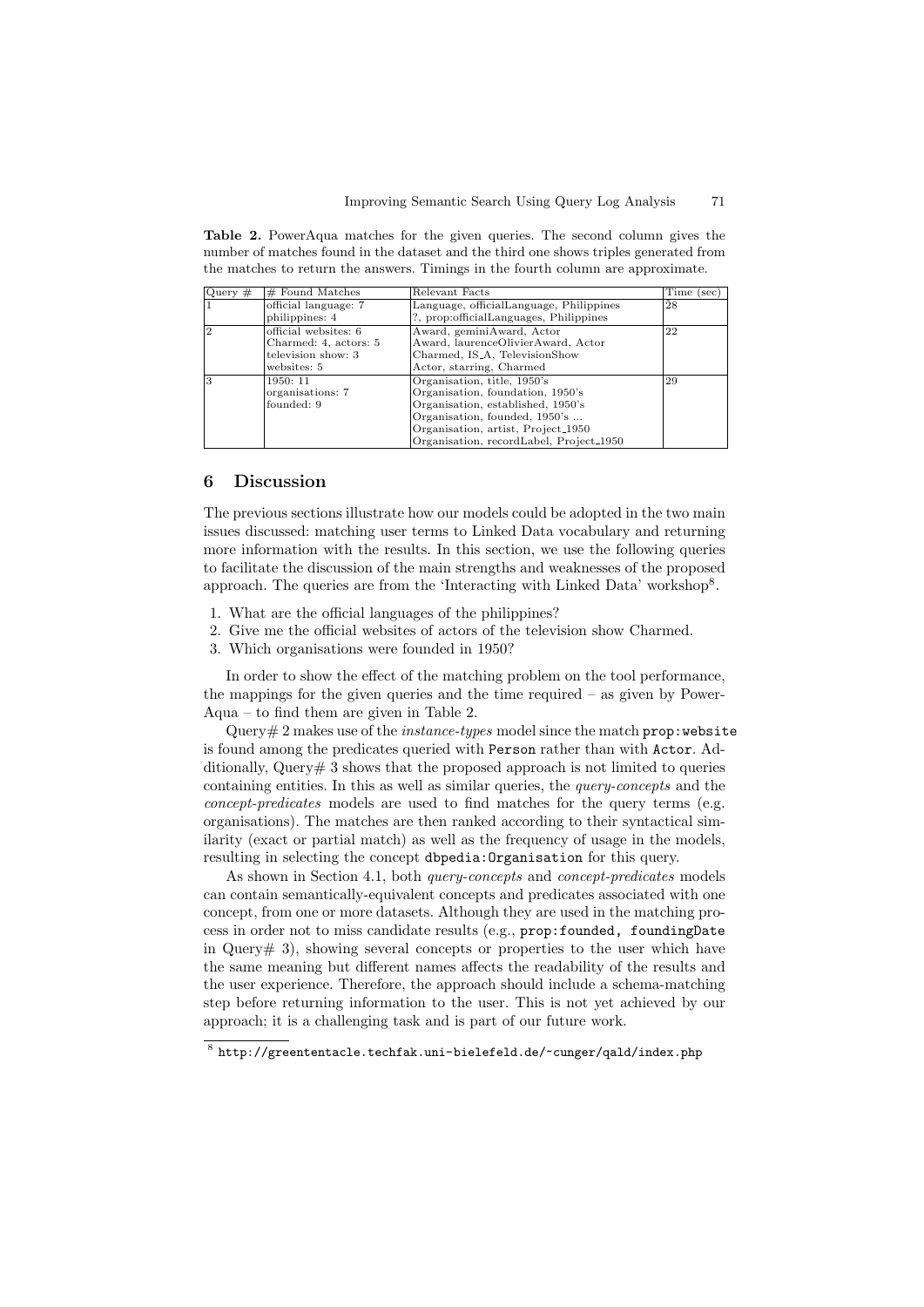**Table 2.** PowerAqua matches for the given queries. The second column gives the number of matches found in the dataset and the third one shows triples generated from the matches to return the answers. Timings in the fourth column are approximate.

| Query # | # Found Matches | Relevant Facts | Time (sec) |
|---|---|---|---|
| 1 | official language: 7<br>philippines: 4 | Language, officialLanguage, Philippines<br>?, prop:officialLanguages, Philippines | 28 |
| 2 | official websites: 6<br>Charmed: 4, actors: 5<br>television show: 3<br>websites: 5 | Award, geminiAward, Actor<br>Award, laurenceOlivierAward, Actor<br>Charmed, IS_A, TelevisionShow<br>Actor, starring, Charmed | 22 |
| 3 | 1950: 11<br>organisations: 7<br>founded: 9 | Organisation, title, 1950's<br>Organisation, foundation, 1950's<br>Organisation, established, 1950's<br>Organisation, founded, 1950's ...<br>Organisation, artist, Project_1950<br>Organisation, recordLabel, Project_1950 | 29 |

## 6 Discussion

The previous sections illustrate how our models could be adopted in the two main issues discussed: matching user terms to Linked Data vocabulary and returning more information with the results. In this section, we use the following queries to facilitate the discussion of the main strengths and weaknesses of the proposed approach. The queries are from the 'Interacting with Linked Data' workshop[8].

1. What are the official languages of the philippines?
2. Give me the official websites of actors of the television show Charmed.
3. Which organisations were founded in 1950?

In order to show the effect of the matching problem on the tool performance, the mappings for the given queries and the time required – as given by PowerAqua – to find them are given in Table 2.

Query# 2 makes use of the *instance-types* model since the match `prop:website` is found among the predicates queried with `Person` rather than with `Actor`. Additionally, Query# 3 shows that the proposed approach is not limited to queries containing entities. In this as well as similar queries, the *query-concepts* and the *concept-predicates* models are used to find matches for the query terms (e.g. organisations). The matches are then ranked according to their syntactical similarity (exact or partial match) as well as the frequency of usage in the models, resulting in selecting the concept `dbpedia:Organisation` for this query.

As shown in Section 4.1, both *query-concepts* and *concept-predicates* models can contain semantically-equivalent concepts and predicates associated with one concept, from one or more datasets. Although they are used in the matching process in order not to miss candidate results (e.g., `prop:founded, foundingDate` in Query# 3), showing several concepts or properties to the user which have the same meaning but different names affects the readability of the results and the user experience. Therefore, the approach should include a schema-matching step before returning information to the user. This is not yet achieved by our approach; it is a challenging task and is part of our future work.

[8] http://greententacle.techfak.uni-bielefeld.de/~cunger/qald/index.php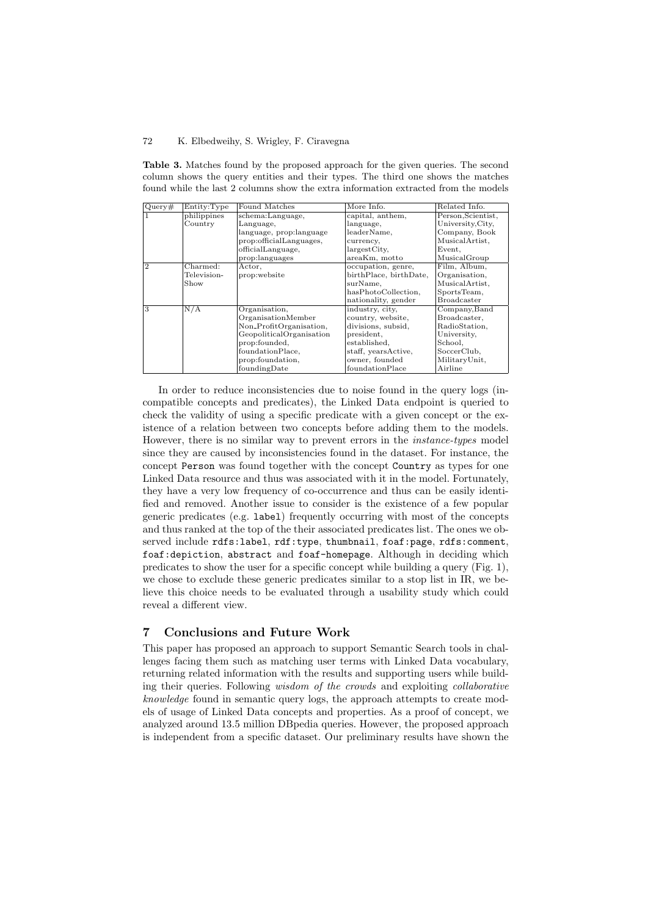**Table 3.** Matches found by the proposed approach for the given queries. The second column shows the query entities and their types. The third one shows the matches found while the last 2 columns show the extra information extracted from the models

| Query# | Entity:Type | Found Matches | More Info. | Related Info. |
|---|---|---|---|---|
| 1 | philippines Country | schema:Language, Language, language, prop:language prop:officialLanguages, officialLanguage, prop:languages | capital, anthem, language, leaderName, currency, largestCity, areaKm, motto | Person,Scientist, University,City, Company, Book MusicalArtist, Event, MusicalGroup |
| 2 | Charmed: Television-Show | Actor, prop:website | occupation, genre, birthPlace, birthDate, surName, hasPhotoCollection, nationality, gender | Film, Album, Organisation, MusicalArtist, SportsTeam, Broadcaster |
| 3 | N/A | Organisation, OrganisationMember Non_ProfitOrganisation, GeopoliticalOrganisation prop:founded, foundationPlace, prop:foundation, foundingDate | industry, city, country, website, divisions, subsid, president, established, staff, yearsActive, owner, founded foundationPlace | Company,Band Broadcaster, RadioStation, University, School, SoccerClub, MilitaryUnit, Airline |

In order to reduce inconsistencies due to noise found in the query logs (incompatible concepts and predicates), the Linked Data endpoint is queried to check the validity of using a specific predicate with a given concept or the existence of a relation between two concepts before adding them to the models. However, there is no similar way to prevent errors in the *instance-types* model since they are caused by inconsistencies found in the dataset. For instance, the concept `Person` was found together with the concept `Country` as types for one Linked Data resource and thus was associated with it in the model. Fortunately, they have a very low frequency of co-occurrence and thus can be easily identified and removed. Another issue to consider is the existence of a few popular generic predicates (e.g. `label`) frequently occurring with most of the concepts and thus ranked at the top of the their associated predicates list. The ones we observed include `rdfs:label`, `rdf:type`, `thumbnail`, `foaf:page`, `rdfs:comment`, `foaf:depiction`, `abstract` and `foaf-homepage`. Although in deciding which predicates to show the user for a specific concept while building a query (Fig. 1), we chose to exclude these generic predicates similar to a stop list in IR, we believe this choice needs to be evaluated through a usability study which could reveal a different view.

## 7 Conclusions and Future Work

This paper has proposed an approach to support Semantic Search tools in challenges facing them such as matching user terms with Linked Data vocabulary, returning related information with the results and supporting users while building their queries. Following *wisdom of the crowds* and exploiting *collaborative knowledge* found in semantic query logs, the approach attempts to create models of usage of Linked Data concepts and properties. As a proof of concept, we analyzed around 13.5 million DBpedia queries. However, the proposed approach is independent from a specific dataset. Our preliminary results have shown the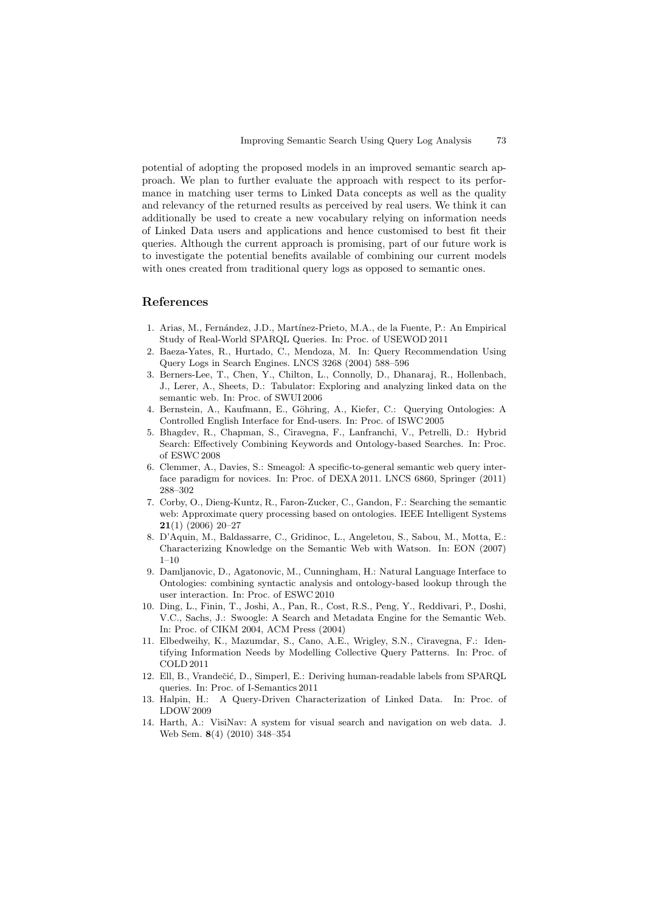potential of adopting the proposed models in an improved semantic search approach. We plan to further evaluate the approach with respect to its performance in matching user terms to Linked Data concepts as well as the quality and relevancy of the returned results as perceived by real users. We think it can additionally be used to create a new vocabulary relying on information needs of Linked Data users and applications and hence customised to best fit their queries. Although the current approach is promising, part of our future work is to investigate the potential benefits available of combining our current models with ones created from traditional query logs as opposed to semantic ones.

## References

1. Arias, M., Fernández, J.D., Martínez-Prieto, M.A., de la Fuente, P.: An Empirical Study of Real-World SPARQL Queries. In: Proc. of USEWOD 2011
2. Baeza-Yates, R., Hurtado, C., Mendoza, M. In: Query Recommendation Using Query Logs in Search Engines. LNCS 3268 (2004) 588–596
3. Berners-Lee, T., Chen, Y., Chilton, L., Connolly, D., Dhanaraj, R., Hollenbach, J., Lerer, A., Sheets, D.: Tabulator: Exploring and analyzing linked data on the semantic web. In: Proc. of SWUI 2006
4. Bernstein, A., Kaufmann, E., Göhring, A., Kiefer, C.: Querying Ontologies: A Controlled English Interface for End-users. In: Proc. of ISWC 2005
5. Bhagdev, R., Chapman, S., Ciravegna, F., Lanfranchi, V., Petrelli, D.: Hybrid Search: Effectively Combining Keywords and Ontology-based Searches. In: Proc. of ESWC 2008
6. Clemmer, A., Davies, S.: Smeagol: A specific-to-general semantic web query interface paradigm for novices. In: Proc. of DEXA 2011. LNCS 6860, Springer (2011) 288–302
7. Corby, O., Dieng-Kuntz, R., Faron-Zucker, C., Gandon, F.: Searching the semantic web: Approximate query processing based on ontologies. IEEE Intelligent Systems **21**(1) (2006) 20–27
8. D'Aquin, M., Baldassarre, C., Gridinoc, L., Angeletou, S., Sabou, M., Motta, E.: Characterizing Knowledge on the Semantic Web with Watson. In: EON (2007) 1–10
9. Damljanovic, D., Agatonovic, M., Cunningham, H.: Natural Language Interface to Ontologies: combining syntactic analysis and ontology-based lookup through the user interaction. In: Proc. of ESWC 2010
10. Ding, L., Finin, T., Joshi, A., Pan, R., Cost, R.S., Peng, Y., Reddivari, P., Doshi, V.C., Sachs, J.: Swoogle: A Search and Metadata Engine for the Semantic Web. In: Proc. of CIKM 2004, ACM Press (2004)
11. Elbedweihy, K., Mazumdar, S., Cano, A.E., Wrigley, S.N., Ciravegna, F.: Identifying Information Needs by Modelling Collective Query Patterns. In: Proc. of COLD 2011
12. Ell, B., Vrandečić, D., Simperl, E.: Deriving human-readable labels from SPARQL queries. In: Proc. of I-Semantics 2011
13. Halpin, H.: A Query-Driven Characterization of Linked Data. In: Proc. of LDOW 2009
14. Harth, A.: VisiNav: A system for visual search and navigation on web data. J. Web Sem. **8**(4) (2010) 348–354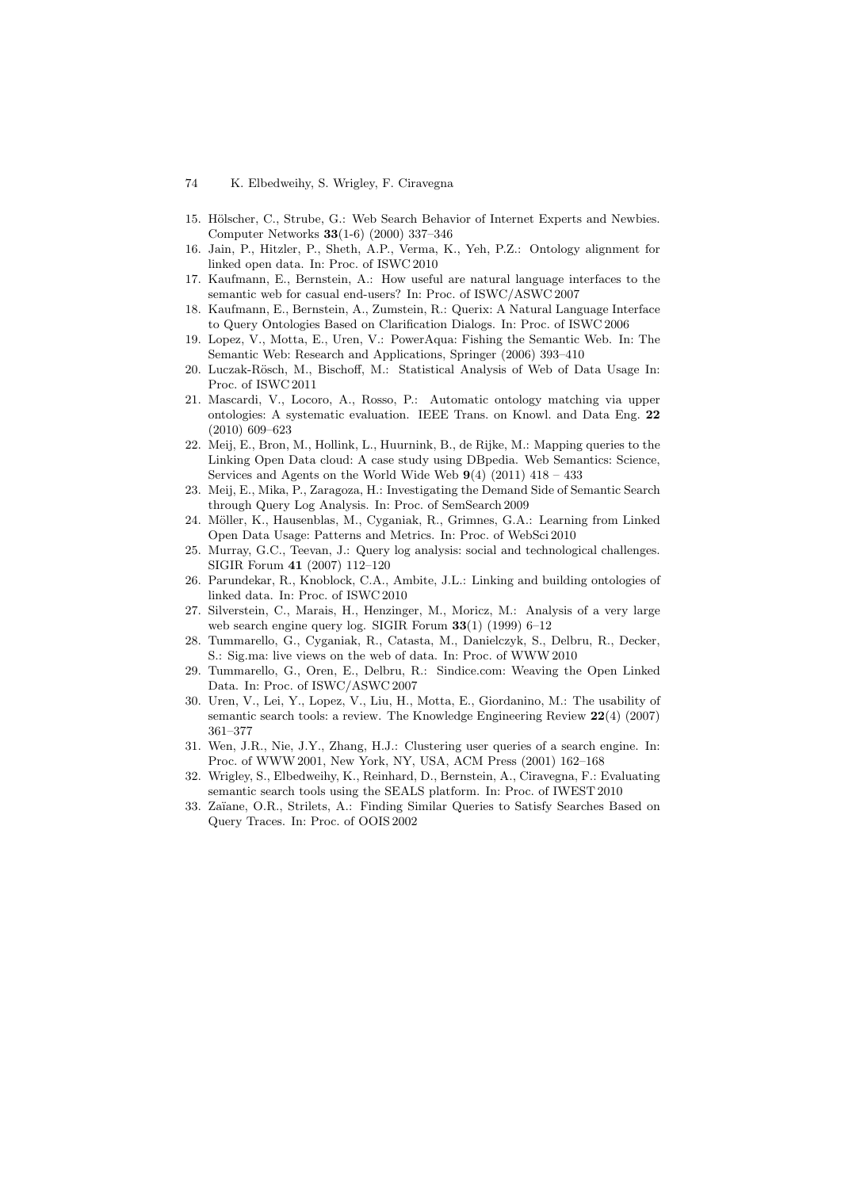15. Hölscher, C., Strube, G.: Web Search Behavior of Internet Experts and Newbies. Computer Networks **33**(1-6) (2000) 337–346
16. Jain, P., Hitzler, P., Sheth, A.P., Verma, K., Yeh, P.Z.: Ontology alignment for linked open data. In: Proc. of ISWC 2010
17. Kaufmann, E., Bernstein, A.: How useful are natural language interfaces to the semantic web for casual end-users? In: Proc. of ISWC/ASWC 2007
18. Kaufmann, E., Bernstein, A., Zumstein, R.: Querix: A Natural Language Interface to Query Ontologies Based on Clarification Dialogs. In: Proc. of ISWC 2006
19. Lopez, V., Motta, E., Uren, V.: PowerAqua: Fishing the Semantic Web. In: The Semantic Web: Research and Applications, Springer (2006) 393–410
20. Luczak-Rösch, M., Bischoff, M.: Statistical Analysis of Web of Data Usage In: Proc. of ISWC 2011
21. Mascardi, V., Locoro, A., Rosso, P.: Automatic ontology matching via upper ontologies: A systematic evaluation. IEEE Trans. on Knowl. and Data Eng. **22** (2010) 609–623
22. Meij, E., Bron, M., Hollink, L., Huurnink, B., de Rijke, M.: Mapping queries to the Linking Open Data cloud: A case study using DBpedia. Web Semantics: Science, Services and Agents on the World Wide Web **9**(4) (2011) 418 – 433
23. Meij, E., Mika, P., Zaragoza, H.: Investigating the Demand Side of Semantic Search through Query Log Analysis. In: Proc. of SemSearch 2009
24. Möller, K., Hausenblas, M., Cyganiak, R., Grimnes, G.A.: Learning from Linked Open Data Usage: Patterns and Metrics. In: Proc. of WebSci 2010
25. Murray, G.C., Teevan, J.: Query log analysis: social and technological challenges. SIGIR Forum **41** (2007) 112–120
26. Parundekar, R., Knoblock, C.A., Ambite, J.L.: Linking and building ontologies of linked data. In: Proc. of ISWC 2010
27. Silverstein, C., Marais, H., Henzinger, M., Moricz, M.: Analysis of a very large web search engine query log. SIGIR Forum **33**(1) (1999) 6–12
28. Tummarello, G., Cyganiak, R., Catasta, M., Danielczyk, S., Delbru, R., Decker, S.: Sig.ma: live views on the web of data. In: Proc. of WWW 2010
29. Tummarello, G., Oren, E., Delbru, R.: Sindice.com: Weaving the Open Linked Data. In: Proc. of ISWC/ASWC 2007
30. Uren, V., Lei, Y., Lopez, V., Liu, H., Motta, E., Giordanino, M.: The usability of semantic search tools: a review. The Knowledge Engineering Review **22**(4) (2007) 361–377
31. Wen, J.R., Nie, J.Y., Zhang, H.J.: Clustering user queries of a search engine. In: Proc. of WWW 2001, New York, NY, USA, ACM Press (2001) 162–168
32. Wrigley, S., Elbedweihy, K., Reinhard, D., Bernstein, A., Ciravegna, F.: Evaluating semantic search tools using the SEALS platform. In: Proc. of IWEST 2010
33. Zaïane, O.R., Strilets, A.: Finding Similar Queries to Satisfy Searches Based on Query Traces. In: Proc. of OOIS 2002